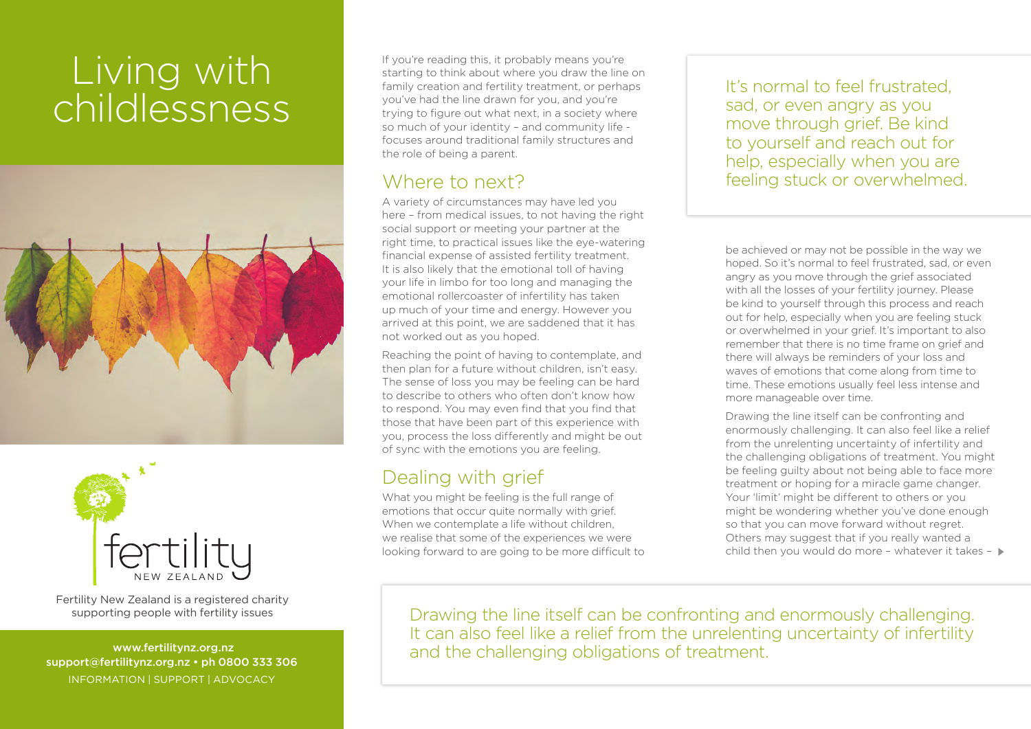# Living with childlessness

Fertility New Zealand is a registered charity supporting people with fertility issues

www.fertilitynz.org.nz
support@fertilitynz.org.nz • ph 0800 333 306
INFORMATION | SUPPORT | ADVOCACY

If you're reading this, it probably means you're starting to think about where you draw the line on family creation and fertility treatment, or perhaps you've had the line drawn for you, and you're trying to figure out what next, in a society where so much of your identity – and community life - focuses around traditional family structures and the role of being a parent.

## Where to next?

A variety of circumstances may have led you here – from medical issues, to not having the right social support or meeting your partner at the right time, to practical issues like the eye-watering financial expense of assisted fertility treatment. It is also likely that the emotional toll of having your life in limbo for too long and managing the emotional rollercoaster of infertility has taken up much of your time and energy. However you arrived at this point, we are saddened that it has not worked out as you hoped.

Reaching the point of having to contemplate, and then plan for a future without children, isn't easy. The sense of loss you may be feeling can be hard to describe to others who often don't know how to respond. You may even find that you find that those that have been part of this experience with you, process the loss differently and might be out of sync with the emotions you are feeling.

## Dealing with grief

What you might be feeling is the full range of emotions that occur quite normally with grief. When we contemplate a life without children, we realise that some of the experiences we were looking forward to are going to be more difficult to be achieved or may not be possible in the way we hoped. So it's normal to feel frustrated, sad, or even angry as you move through the grief associated with all the losses of your fertility journey. Please be kind to yourself through this process and reach out for help, especially when you are feeling stuck or overwhelmed in your grief. It's important to also remember that there is no time frame on grief and there will always be reminders of your loss and waves of emotions that come along from time to time. These emotions usually feel less intense and more manageable over time.

> It's normal to feel frustrated, sad, or even angry as you move through grief. Be kind to yourself and reach out for help, especially when you are feeling stuck or overwhelmed.

Drawing the line itself can be confronting and enormously challenging. It can also feel like a relief from the unrelenting uncertainty of infertility and the challenging obligations of treatment. You might be feeling guilty about not being able to face more treatment or hoping for a miracle game changer. Your 'limit' might be different to others or you might be wondering whether you've done enough so that you can move forward without regret. Others may suggest that if you really wanted a child then you would do more – whatever it takes –

> Drawing the line itself can be confronting and enormously challenging. It can also feel like a relief from the unrelenting uncertainty of infertility and the challenging obligations of treatment.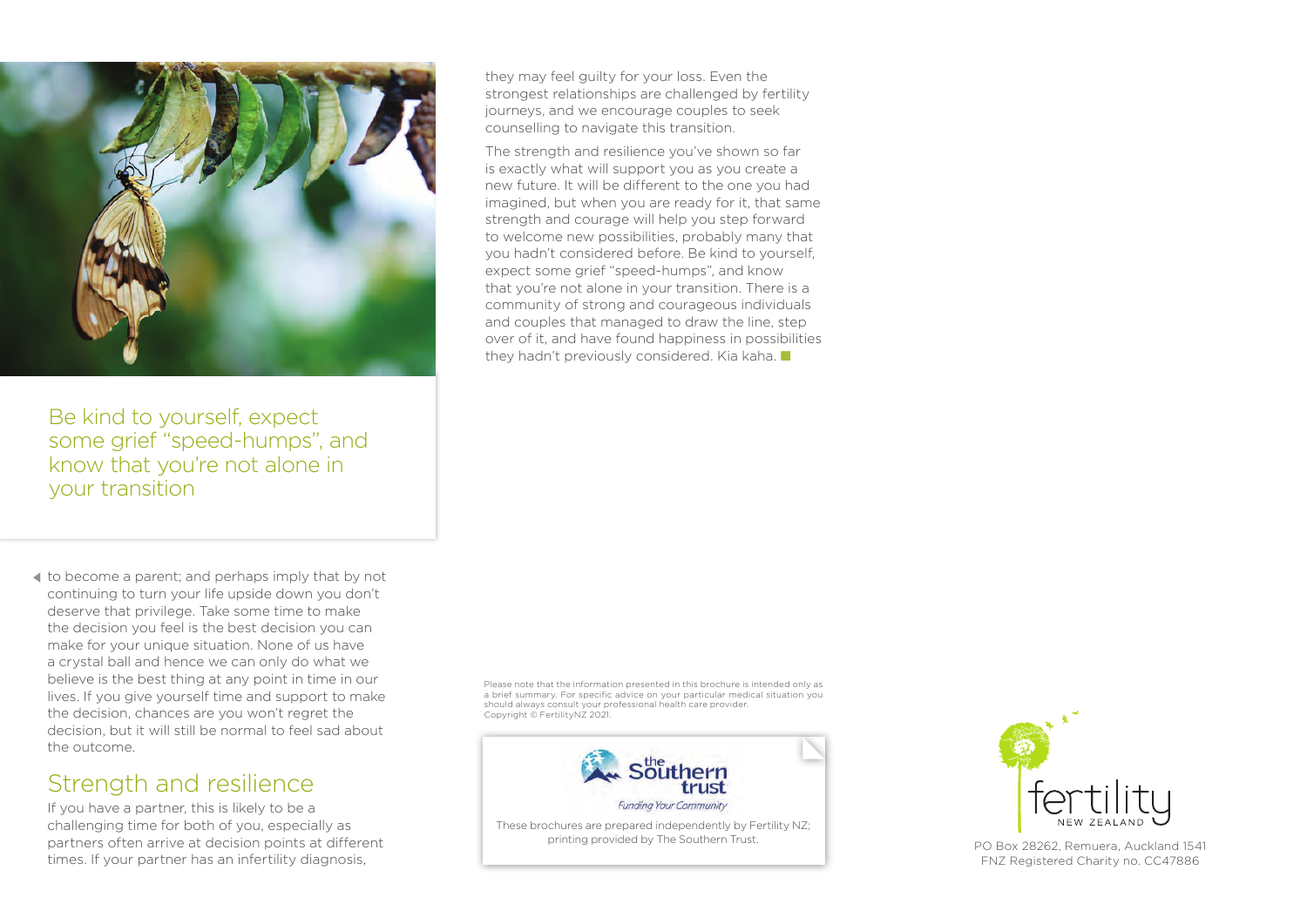Be kind to yourself, expect some grief "speed-humps", and know that you're not alone in your transition

to become a parent; and perhaps imply that by not continuing to turn your life upside down you don't deserve that privilege. Take some time to make the decision you feel is the best decision you can make for your unique situation. None of us have a crystal ball and hence we can only do what we believe is the best thing at any point in time in our lives. If you give yourself time and support to make the decision, chances are you won't regret the decision, but it will still be normal to feel sad about the outcome.

## Strength and resilience

If you have a partner, this is likely to be a challenging time for both of you, especially as partners often arrive at decision points at different times. If your partner has an infertility diagnosis, they may feel guilty for your loss. Even the strongest relationships are challenged by fertility journeys, and we encourage couples to seek counselling to navigate this transition.

The strength and resilience you've shown so far is exactly what will support you as you create a new future. It will be different to the one you had imagined, but when you are ready for it, that same strength and courage will help you step forward to welcome new possibilities, probably many that you hadn't considered before. Be kind to yourself, expect some grief "speed-humps", and know that you're not alone in your transition. There is a community of strong and courageous individuals and couples that managed to draw the line, step over of it, and have found happiness in possibilities they hadn't previously considered. Kia kaha.

Please note that the information presented in this brochure is intended only as a brief summary. For specific advice on your particular medical situation you should always consult your professional health care provider.
Copyright © FertilityNZ 2021.

the Southern trust
Funding Your Community

These brochures are prepared independently by Fertility NZ; printing provided by The Southern Trust.

fertility NEW ZEALAND

PO Box 28262, Remuera, Auckland 1541
FNZ Registered Charity no. CC47886